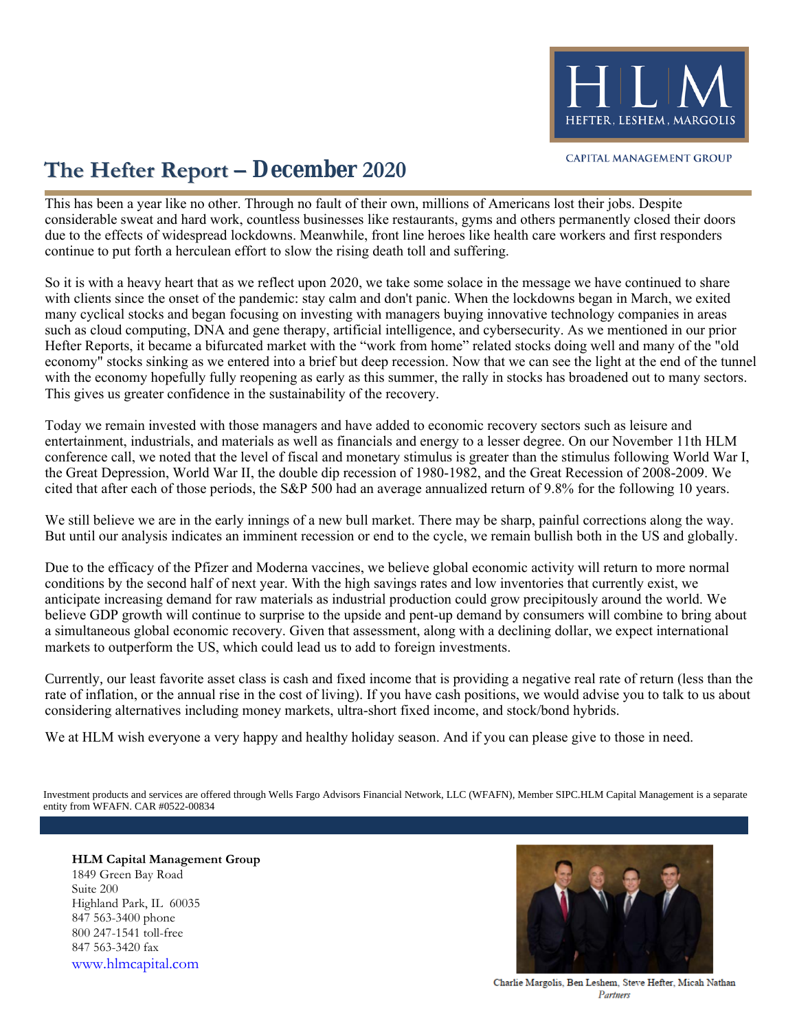HLM
HEFTER, LESHEM, MARGOLIS

CAPITAL MANAGEMENT GROUP

# The Hefter Report – December 2020

This has been a year like no other. Through no fault of their own, millions of Americans lost their jobs. Despite considerable sweat and hard work, countless businesses like restaurants, gyms and others permanently closed their doors due to the effects of widespread lockdowns. Meanwhile, front line heroes like health care workers and first responders continue to put forth a herculean effort to slow the rising death toll and suffering.

So it is with a heavy heart that as we reflect upon 2020, we take some solace in the message we have continued to share with clients since the onset of the pandemic: stay calm and don't panic. When the lockdowns began in March, we exited many cyclical stocks and began focusing on investing with managers buying innovative technology companies in areas such as cloud computing, DNA and gene therapy, artificial intelligence, and cybersecurity. As we mentioned in our prior Hefter Reports, it became a bifurcated market with the "work from home" related stocks doing well and many of the "old economy" stocks sinking as we entered into a brief but deep recession. Now that we can see the light at the end of the tunnel with the economy hopefully fully reopening as early as this summer, the rally in stocks has broadened out to many sectors. This gives us greater confidence in the sustainability of the recovery.

Today we remain invested with those managers and have added to economic recovery sectors such as leisure and entertainment, industrials, and materials as well as financials and energy to a lesser degree. On our November 11th HLM conference call, we noted that the level of fiscal and monetary stimulus is greater than the stimulus following World War I, the Great Depression, World War II, the double dip recession of 1980-1982, and the Great Recession of 2008-2009. We cited that after each of those periods, the S&P 500 had an average annualized return of 9.8% for the following 10 years.

We still believe we are in the early innings of a new bull market. There may be sharp, painful corrections along the way. But until our analysis indicates an imminent recession or end to the cycle, we remain bullish both in the US and globally.

Due to the efficacy of the Pfizer and Moderna vaccines, we believe global economic activity will return to more normal conditions by the second half of next year. With the high savings rates and low inventories that currently exist, we anticipate increasing demand for raw materials as industrial production could grow precipitously around the world. We believe GDP growth will continue to surprise to the upside and pent-up demand by consumers will combine to bring about a simultaneous global economic recovery. Given that assessment, along with a declining dollar, we expect international markets to outperform the US, which could lead us to add to foreign investments.

Currently, our least favorite asset class is cash and fixed income that is providing a negative real rate of return (less than the rate of inflation, or the annual rise in the cost of living). If you have cash positions, we would advise you to talk to us about considering alternatives including money markets, ultra-short fixed income, and stock/bond hybrids.

We at HLM wish everyone a very happy and healthy holiday season. And if you can please give to those in need.

Investment products and services are offered through Wells Fargo Advisors Financial Network, LLC (WFAFN), Member SIPC.HLM Capital Management is a separate entity from WFAFN. CAR #0522-00834

**HLM Capital Management Group**
1849 Green Bay Road
Suite 200
Highland Park, IL 60035
847 563-3400 phone
800 247-1541 toll-free
847 563-3420 fax
www.hlmcapital.com

Charlie Margolis, Ben Leshem, Steve Hefter, Micah Nathan
*Partners*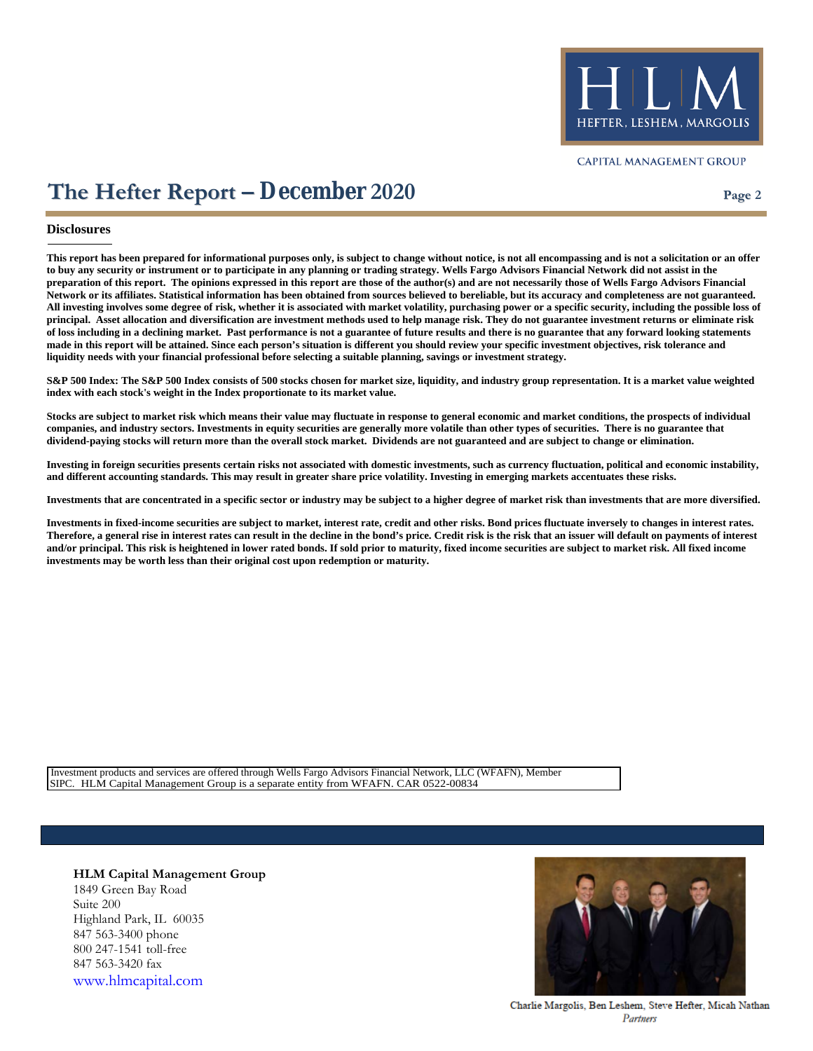HEFTER, LESHEM, MARGOLIS

CAPITAL MANAGEMENT GROUP

# The Hefter Report – December 2020

## Disclosures

**This report has been prepared for informational purposes only, is subject to change without notice, is not all encompassing and is not a solicitation or an offer to buy any security or instrument or to participate in any planning or trading strategy. Wells Fargo Advisors Financial Network did not assist in the preparation of this report. The opinions expressed in this report are those of the author(s) and are not necessarily those of Wells Fargo Advisors Financial Network or its affiliates. Statistical information has been obtained from sources believed to bereliable, but its accuracy and completeness are not guaranteed. All investing involves some degree of risk, whether it is associated with market volatility, purchasing power or a specific security, including the possible loss of principal. Asset allocation and diversification are investment methods used to help manage risk. They do not guarantee investment returns or eliminate risk of loss including in a declining market. Past performance is not a guarantee of future results and there is no guarantee that any forward looking statements made in this report will be attained. Since each person's situation is different you should review your specific investment objectives, risk tolerance and liquidity needs with your financial professional before selecting a suitable planning, savings or investment strategy.**

**S&P 500 Index: The S&P 500 Index consists of 500 stocks chosen for market size, liquidity, and industry group representation. It is a market value weighted index with each stock's weight in the Index proportionate to its market value.**

**Stocks are subject to market risk which means their value may fluctuate in response to general economic and market conditions, the prospects of individual companies, and industry sectors. Investments in equity securities are generally more volatile than other types of securities. There is no guarantee that dividend-paying stocks will return more than the overall stock market. Dividends are not guaranteed and are subject to change or elimination.**

**Investing in foreign securities presents certain risks not associated with domestic investments, such as currency fluctuation, political and economic instability, and different accounting standards. This may result in greater share price volatility. Investing in emerging markets accentuates these risks.**

**Investments that are concentrated in a specific sector or industry may be subject to a higher degree of market risk than investments that are more diversified.**

**Investments in fixed-income securities are subject to market, interest rate, credit and other risks. Bond prices fluctuate inversely to changes in interest rates. Therefore, a general rise in interest rates can result in the decline in the bond's price. Credit risk is the risk that an issuer will default on payments of interest and/or principal. This risk is heightened in lower rated bonds. If sold prior to maturity, fixed income securities are subject to market risk. All fixed income investments may be worth less than their original cost upon redemption or maturity.**

Investment products and services are offered through Wells Fargo Advisors Financial Network, LLC (WFAFN), Member SIPC. HLM Capital Management Group is a separate entity from WFAFN. CAR 0522-00834

**HLM Capital Management Group**
1849 Green Bay Road
Suite 200
Highland Park, IL 60035
847 563-3400 phone
800 247-1541 toll-free
847 563-3420 fax
www.hlmcapital.com

Charlie Margolis, Ben Leshem, Steve Hefter, Micah Nathan
*Partners*